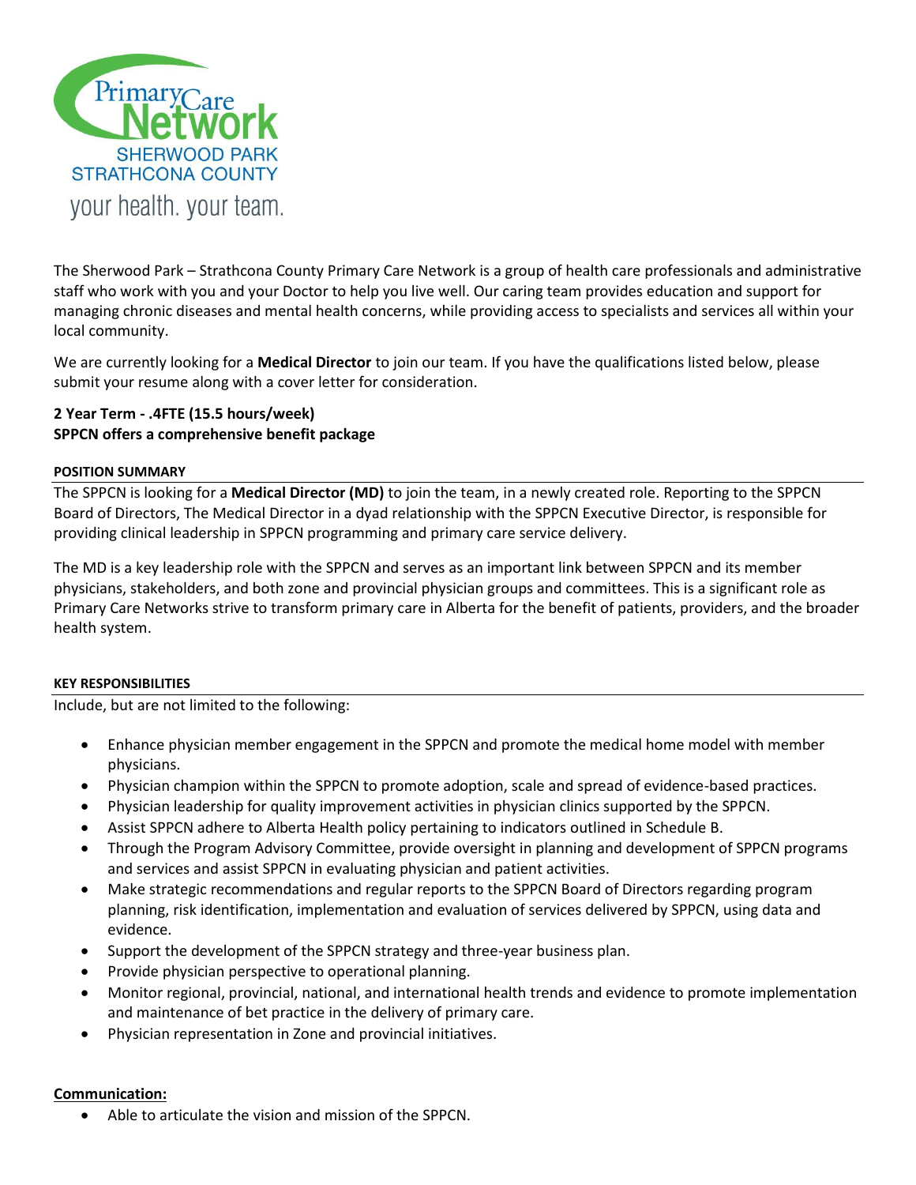Primary Care Network
SHERWOOD PARK
STRATHCONA COUNTY
your health. your team.

The Sherwood Park – Strathcona County Primary Care Network is a group of health care professionals and administrative staff who work with you and your Doctor to help you live well. Our caring team provides education and support for managing chronic diseases and mental health concerns, while providing access to specialists and services all within your local community.

We are currently looking for a **Medical Director** to join our team. If you have the qualifications listed below, please submit your resume along with a cover letter for consideration.

**2 Year Term - .4FTE (15.5 hours/week)**
**SPPCN offers a comprehensive benefit package**

#### POSITION SUMMARY

The SPPCN is looking for a **Medical Director (MD)** to join the team, in a newly created role. Reporting to the SPPCN Board of Directors, The Medical Director in a dyad relationship with the SPPCN Executive Director, is responsible for providing clinical leadership in SPPCN programming and primary care service delivery.

The MD is a key leadership role with the SPPCN and serves as an important link between SPPCN and its member physicians, stakeholders, and both zone and provincial physician groups and committees. This is a significant role as Primary Care Networks strive to transform primary care in Alberta for the benefit of patients, providers, and the broader health system.

#### KEY RESPONSIBILITIES

Include, but are not limited to the following:

- Enhance physician member engagement in the SPPCN and promote the medical home model with member physicians.
- Physician champion within the SPPCN to promote adoption, scale and spread of evidence-based practices.
- Physician leadership for quality improvement activities in physician clinics supported by the SPPCN.
- Assist SPPCN adhere to Alberta Health policy pertaining to indicators outlined in Schedule B.
- Through the Program Advisory Committee, provide oversight in planning and development of SPPCN programs and services and assist SPPCN in evaluating physician and patient activities.
- Make strategic recommendations and regular reports to the SPPCN Board of Directors regarding program planning, risk identification, implementation and evaluation of services delivered by SPPCN, using data and evidence.
- Support the development of the SPPCN strategy and three-year business plan.
- Provide physician perspective to operational planning.
- Monitor regional, provincial, national, and international health trends and evidence to promote implementation and maintenance of bet practice in the delivery of primary care.
- Physician representation in Zone and provincial initiatives.

**Communication:**

- Able to articulate the vision and mission of the SPPCN.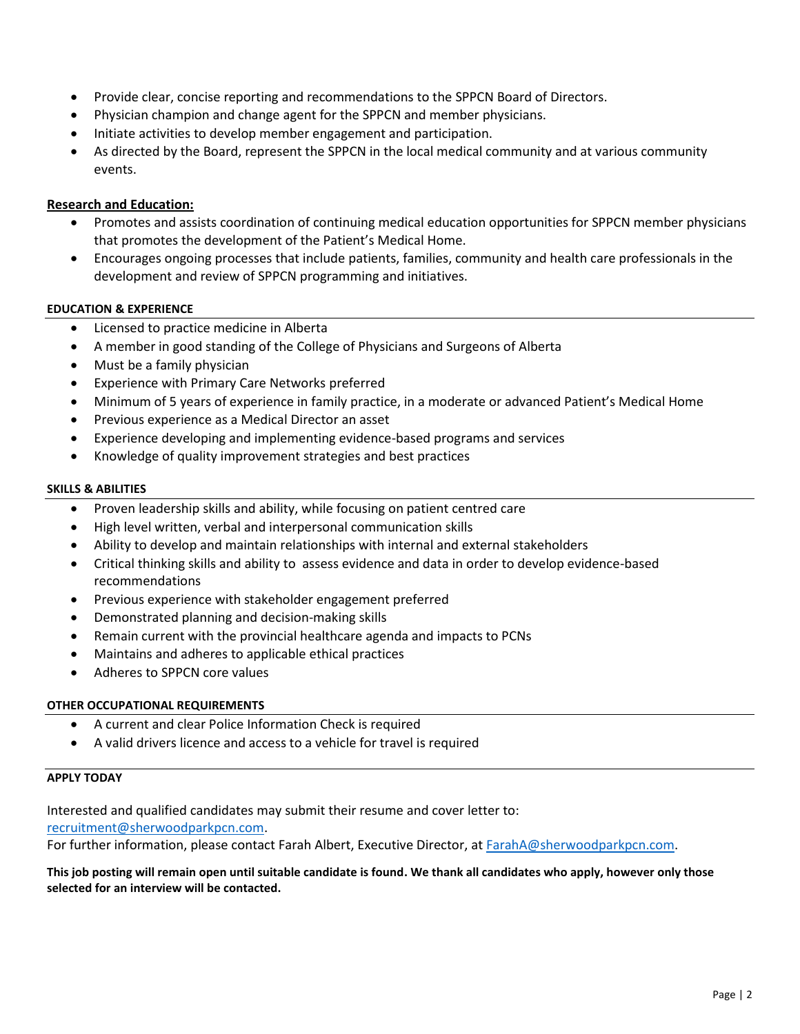- Provide clear, concise reporting and recommendations to the SPPCN Board of Directors.
- Physician champion and change agent for the SPPCN and member physicians.
- Initiate activities to develop member engagement and participation.
- As directed by the Board, represent the SPPCN in the local medical community and at various community events.

**Research and Education:**

- Promotes and assists coordination of continuing medical education opportunities for SPPCN member physicians that promotes the development of the Patient's Medical Home.
- Encourages ongoing processes that include patients, families, community and health care professionals in the development and review of SPPCN programming and initiatives.

## EDUCATION & EXPERIENCE

- Licensed to practice medicine in Alberta
- A member in good standing of the College of Physicians and Surgeons of Alberta
- Must be a family physician
- Experience with Primary Care Networks preferred
- Minimum of 5 years of experience in family practice, in a moderate or advanced Patient's Medical Home
- Previous experience as a Medical Director an asset
- Experience developing and implementing evidence-based programs and services
- Knowledge of quality improvement strategies and best practices

## SKILLS & ABILITIES

- Proven leadership skills and ability, while focusing on patient centred care
- High level written, verbal and interpersonal communication skills
- Ability to develop and maintain relationships with internal and external stakeholders
- Critical thinking skills and ability to assess evidence and data in order to develop evidence-based recommendations
- Previous experience with stakeholder engagement preferred
- Demonstrated planning and decision-making skills
- Remain current with the provincial healthcare agenda and impacts to PCNs
- Maintains and adheres to applicable ethical practices
- Adheres to SPPCN core values

## OTHER OCCUPATIONAL REQUIREMENTS

- A current and clear Police Information Check is required
- A valid drivers licence and access to a vehicle for travel is required

## APPLY TODAY

Interested and qualified candidates may submit their resume and cover letter to: recruitment@sherwoodparkpcn.com.
For further information, please contact Farah Albert, Executive Director, at FarahA@sherwoodparkpcn.com.

**This job posting will remain open until suitable candidate is found. We thank all candidates who apply, however only those selected for an interview will be contacted.**